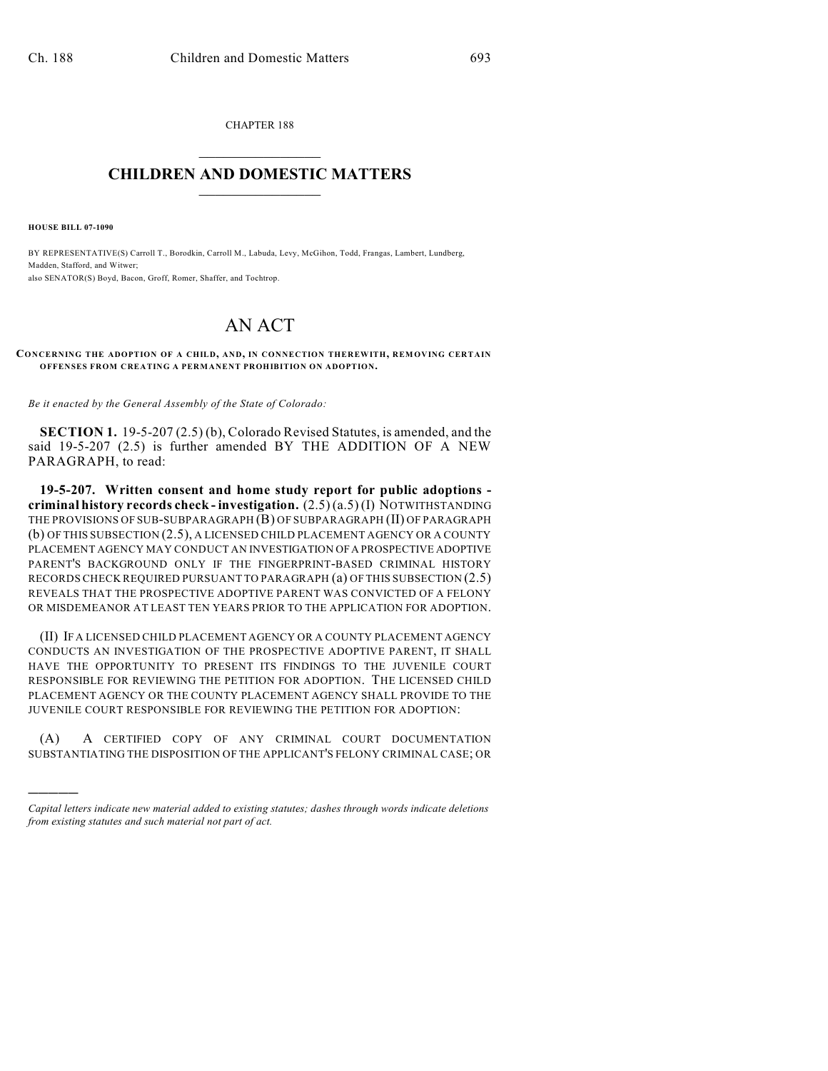CHAPTER 188

# CHILDREN AND DOMESTIC MATTERS

**HOUSE BILL 07-1090**

BY REPRESENTATIVE(S) Carroll T., Borodkin, Carroll M., Labuda, Levy, McGihon, Todd, Frangas, Lambert, Lundberg, Madden, Stafford, and Witwer;
also SENATOR(S) Boyd, Bacon, Groff, Romer, Shaffer, and Tochtrop.

# AN ACT

**CONCERNING THE ADOPTION OF A CHILD, AND, IN CONNECTION THEREWITH, REMOVING CERTAIN OFFENSES FROM CREATING A PERMANENT PROHIBITION ON ADOPTION.**

*Be it enacted by the General Assembly of the State of Colorado:*

**SECTION 1.** 19-5-207 (2.5) (b), Colorado Revised Statutes, is amended, and the said 19-5-207 (2.5) is further amended BY THE ADDITION OF A NEW PARAGRAPH, to read:

**19-5-207. Written consent and home study report for public adoptions - criminal history records check - investigation.** (2.5) (a.5) (I) NOTWITHSTANDING THE PROVISIONS OF SUB-SUBPARAGRAPH (B) OF SUBPARAGRAPH (II) OF PARAGRAPH (b) OF THIS SUBSECTION (2.5), A LICENSED CHILD PLACEMENT AGENCY OR A COUNTY PLACEMENT AGENCY MAY CONDUCT AN INVESTIGATION OF A PROSPECTIVE ADOPTIVE PARENT'S BACKGROUND ONLY IF THE FINGERPRINT-BASED CRIMINAL HISTORY RECORDS CHECK REQUIRED PURSUANT TO PARAGRAPH (a) OF THIS SUBSECTION (2.5) REVEALS THAT THE PROSPECTIVE ADOPTIVE PARENT WAS CONVICTED OF A FELONY OR MISDEMEANOR AT LEAST TEN YEARS PRIOR TO THE APPLICATION FOR ADOPTION.

(II) IF A LICENSED CHILD PLACEMENT AGENCY OR A COUNTY PLACEMENT AGENCY CONDUCTS AN INVESTIGATION OF THE PROSPECTIVE ADOPTIVE PARENT, IT SHALL HAVE THE OPPORTUNITY TO PRESENT ITS FINDINGS TO THE JUVENILE COURT RESPONSIBLE FOR REVIEWING THE PETITION FOR ADOPTION. THE LICENSED CHILD PLACEMENT AGENCY OR THE COUNTY PLACEMENT AGENCY SHALL PROVIDE TO THE JUVENILE COURT RESPONSIBLE FOR REVIEWING THE PETITION FOR ADOPTION:

(A) A CERTIFIED COPY OF ANY CRIMINAL COURT DOCUMENTATION SUBSTANTIATING THE DISPOSITION OF THE APPLICANT'S FELONY CRIMINAL CASE; OR

---

*Capital letters indicate new material added to existing statutes; dashes through words indicate deletions from existing statutes and such material not part of act.*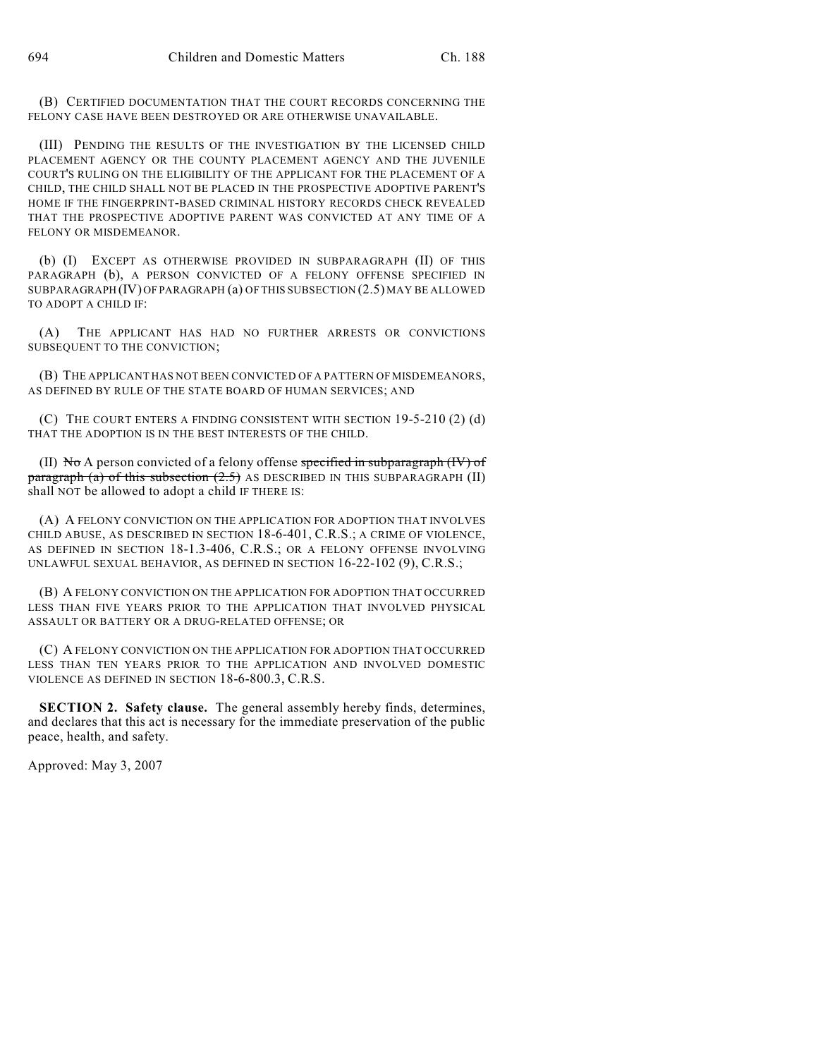(B) CERTIFIED DOCUMENTATION THAT THE COURT RECORDS CONCERNING THE FELONY CASE HAVE BEEN DESTROYED OR ARE OTHERWISE UNAVAILABLE.

(III) PENDING THE RESULTS OF THE INVESTIGATION BY THE LICENSED CHILD PLACEMENT AGENCY OR THE COUNTY PLACEMENT AGENCY AND THE JUVENILE COURT'S RULING ON THE ELIGIBILITY OF THE APPLICANT FOR THE PLACEMENT OF A CHILD, THE CHILD SHALL NOT BE PLACED IN THE PROSPECTIVE ADOPTIVE PARENT'S HOME IF THE FINGERPRINT-BASED CRIMINAL HISTORY RECORDS CHECK REVEALED THAT THE PROSPECTIVE ADOPTIVE PARENT WAS CONVICTED AT ANY TIME OF A FELONY OR MISDEMEANOR.

(b) (I) EXCEPT AS OTHERWISE PROVIDED IN SUBPARAGRAPH (II) OF THIS PARAGRAPH (b), A PERSON CONVICTED OF A FELONY OFFENSE SPECIFIED IN SUBPARAGRAPH (IV) OF PARAGRAPH (a) OF THIS SUBSECTION (2.5) MAY BE ALLOWED TO ADOPT A CHILD IF:

(A) THE APPLICANT HAS HAD NO FURTHER ARRESTS OR CONVICTIONS SUBSEQUENT TO THE CONVICTION;

(B) THE APPLICANT HAS NOT BEEN CONVICTED OF A PATTERN OF MISDEMEANORS, AS DEFINED BY RULE OF THE STATE BOARD OF HUMAN SERVICES; AND

(C) THE COURT ENTERS A FINDING CONSISTENT WITH SECTION 19-5-210 (2) (d) THAT THE ADOPTION IS IN THE BEST INTERESTS OF THE CHILD.

(II) ~~No~~ A person convicted of a felony offense ~~specified in subparagraph (IV) of paragraph (a) of this subsection (2.5)~~ AS DESCRIBED IN THIS SUBPARAGRAPH (II) shall NOT be allowed to adopt a child IF THERE IS:

(A) A FELONY CONVICTION ON THE APPLICATION FOR ADOPTION THAT INVOLVES CHILD ABUSE, AS DESCRIBED IN SECTION 18-6-401, C.R.S.; A CRIME OF VIOLENCE, AS DEFINED IN SECTION 18-1.3-406, C.R.S.; OR A FELONY OFFENSE INVOLVING UNLAWFUL SEXUAL BEHAVIOR, AS DEFINED IN SECTION 16-22-102 (9), C.R.S.;

(B) A FELONY CONVICTION ON THE APPLICATION FOR ADOPTION THAT OCCURRED LESS THAN FIVE YEARS PRIOR TO THE APPLICATION THAT INVOLVED PHYSICAL ASSAULT OR BATTERY OR A DRUG-RELATED OFFENSE; OR

(C) A FELONY CONVICTION ON THE APPLICATION FOR ADOPTION THAT OCCURRED LESS THAN TEN YEARS PRIOR TO THE APPLICATION AND INVOLVED DOMESTIC VIOLENCE AS DEFINED IN SECTION 18-6-800.3, C.R.S.

**SECTION 2. Safety clause.** The general assembly hereby finds, determines, and declares that this act is necessary for the immediate preservation of the public peace, health, and safety.

Approved: May 3, 2007